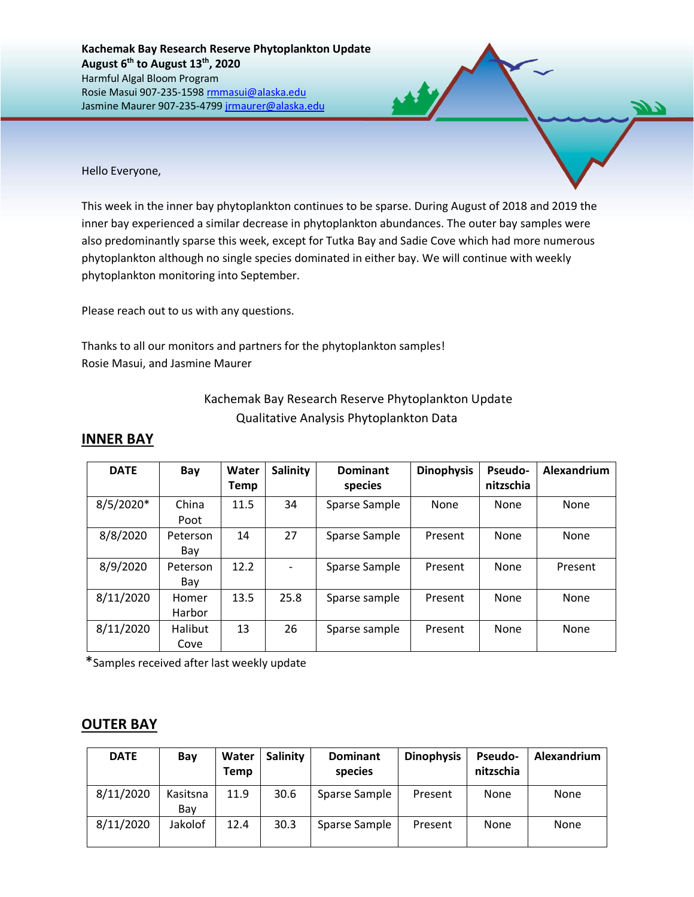**Kachemak Bay Research Reserve Phytoplankton Update**
**August 6th to August 13th, 2020**
Harmful Algal Bloom Program
Rosie Masui 907-235-1598 rmmasui@alaska.edu
Jasmine Maurer 907-235-4799 jrmaurer@alaska.edu

Hello Everyone,

This week in the inner bay phytoplankton continues to be sparse. During August of 2018 and 2019 the inner bay experienced a similar decrease in phytoplankton abundances. The outer bay samples were also predominantly sparse this week, except for Tutka Bay and Sadie Cove which had more numerous phytoplankton although no single species dominated in either bay. We will continue with weekly phytoplankton monitoring into September.

Please reach out to us with any questions.

Thanks to all our monitors and partners for the phytoplankton samples!
Rosie Masui, and Jasmine Maurer

Kachemak Bay Research Reserve Phytoplankton Update
Qualitative Analysis Phytoplankton Data

## INNER BAY

| DATE | Bay | Water Temp | Salinity | Dominant species | Dinophysis | Pseudo-nitzschia | Alexandrium |
|---|---|---|---|---|---|---|---|
| 8/5/2020* | China Poot | 11.5 | 34 | Sparse Sample | None | None | None |
| 8/8/2020 | Peterson Bay | 14 | 27 | Sparse Sample | Present | None | None |
| 8/9/2020 | Peterson Bay | 12.2 | - | Sparse Sample | Present | None | Present |
| 8/11/2020 | Homer Harbor | 13.5 | 25.8 | Sparse sample | Present | None | None |
| 8/11/2020 | Halibut Cove | 13 | 26 | Sparse sample | Present | None | None |

*Samples received after last weekly update

## OUTER BAY

| DATE | Bay | Water Temp | Salinity | Dominant species | Dinophysis | Pseudo-nitzschia | Alexandrium |
|---|---|---|---|---|---|---|---|
| 8/11/2020 | Kasitsna Bay | 11.9 | 30.6 | Sparse Sample | Present | None | None |
| 8/11/2020 | Jakolof | 12.4 | 30.3 | Sparse Sample | Present | None | None |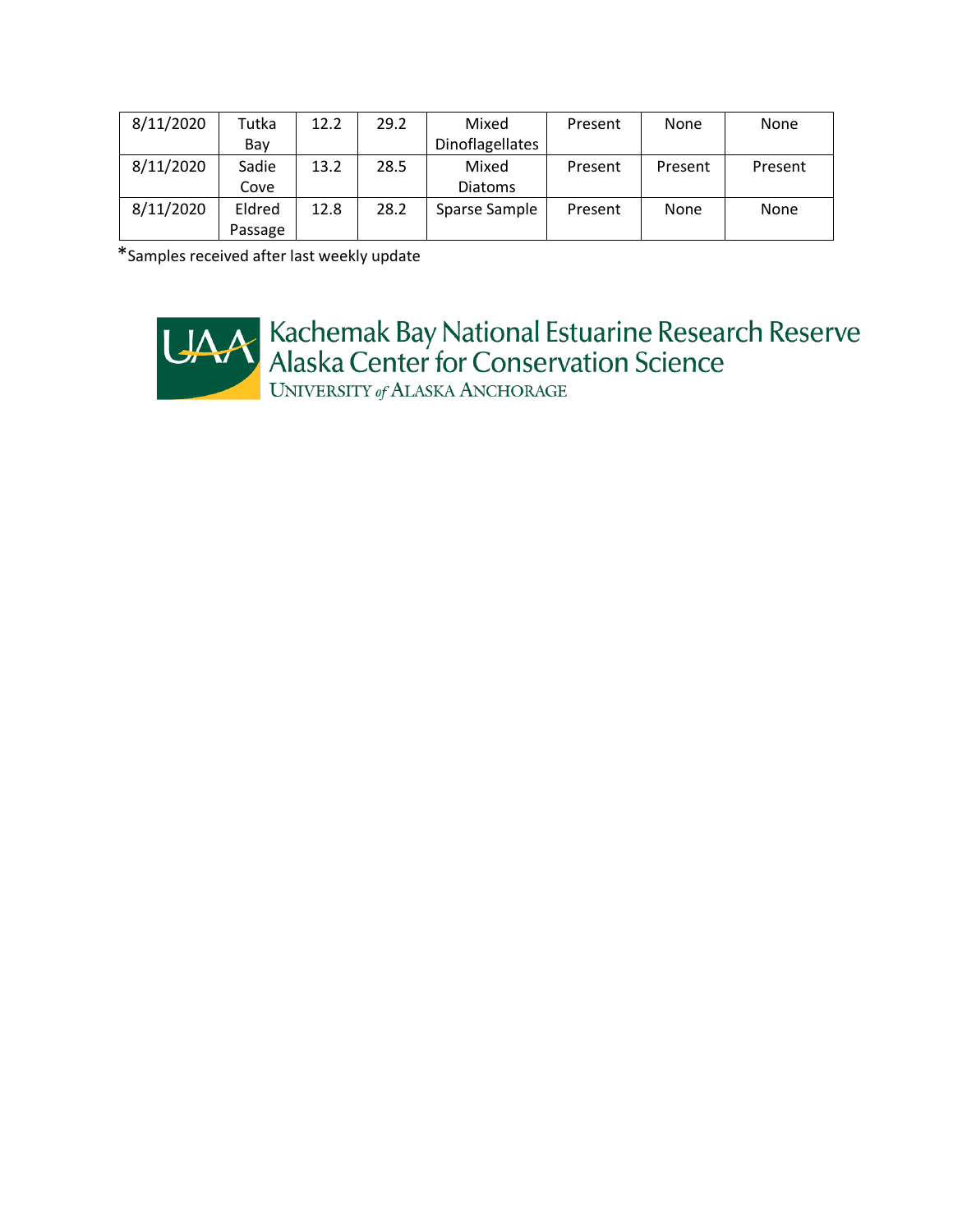| | | | | | | | |
|---|---|---|---|---|---|---|---|
| 8/11/2020 | Tutka Bay | 12.2 | 29.2 | Mixed Dinoflagellates | Present | None | None |
| 8/11/2020 | Sadie Cove | 13.2 | 28.5 | Mixed Diatoms | Present | Present | Present |
| 8/11/2020 | Eldred Passage | 12.8 | 28.2 | Sparse Sample | Present | None | None |

*Samples received after last weekly update

UAA Kachemak Bay National Estuarine Research Reserve
Alaska Center for Conservation Science
University of Alaska Anchorage